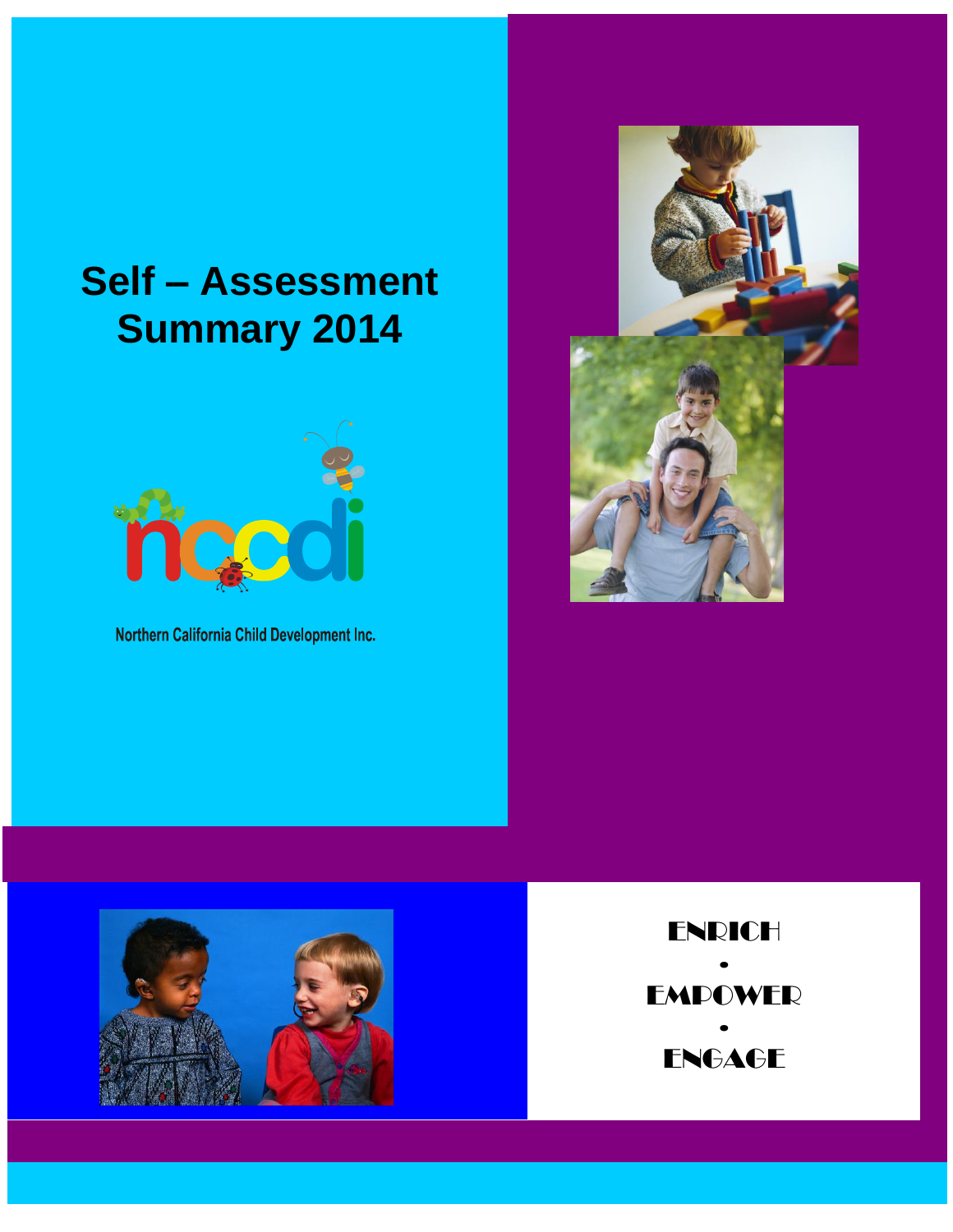# Self – Assessment Summary 2014

ncdi

Northern California Child Development Inc.

ENRICH
•
EMPOWER
•
ENGAGE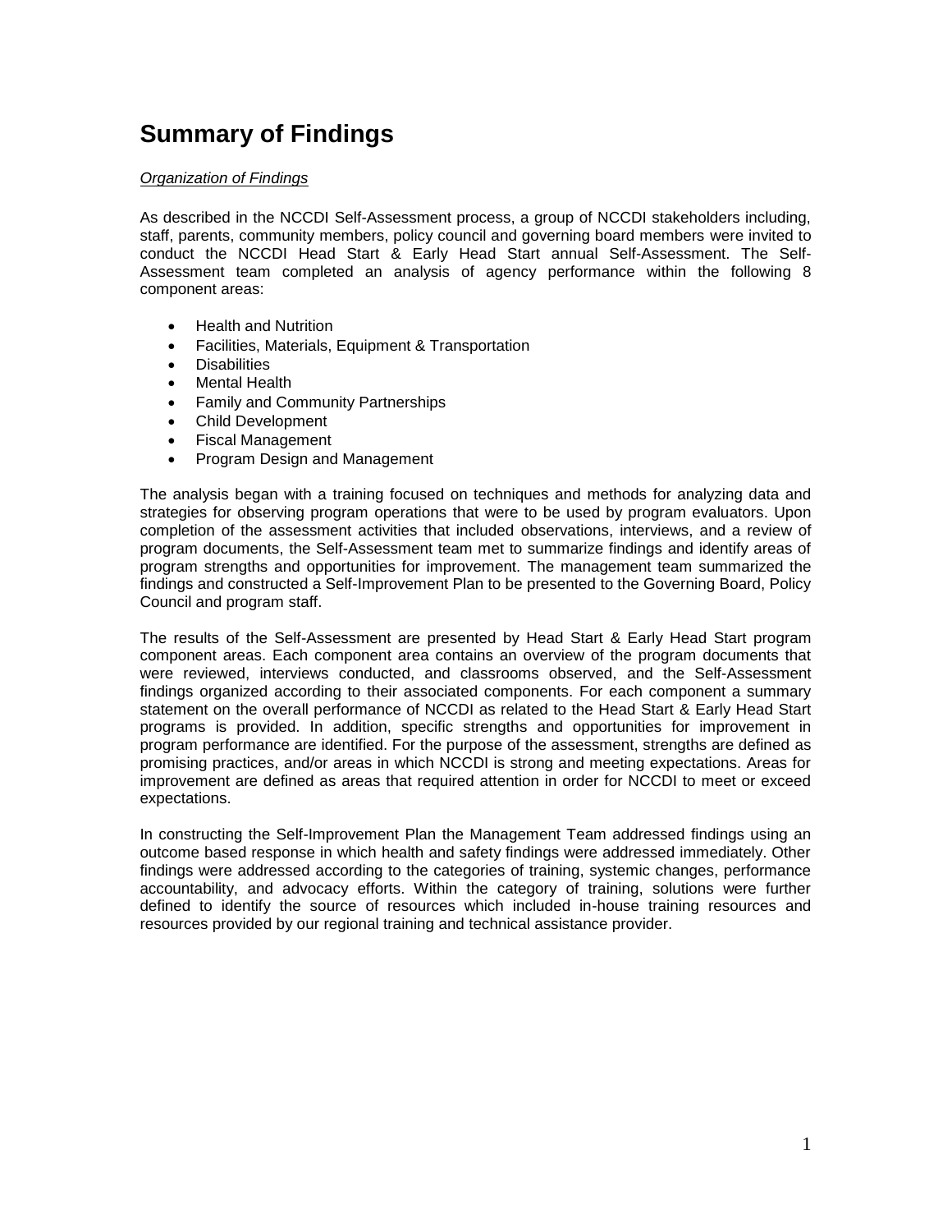# Summary of Findings

*Organization of Findings*

As described in the NCCDI Self-Assessment process, a group of NCCDI stakeholders including, staff, parents, community members, policy council and governing board members were invited to conduct the NCCDI Head Start & Early Head Start annual Self-Assessment. The Self-Assessment team completed an analysis of agency performance within the following 8 component areas:

- Health and Nutrition
- Facilities, Materials, Equipment & Transportation
- Disabilities
- Mental Health
- Family and Community Partnerships
- Child Development
- Fiscal Management
- Program Design and Management

The analysis began with a training focused on techniques and methods for analyzing data and strategies for observing program operations that were to be used by program evaluators. Upon completion of the assessment activities that included observations, interviews, and a review of program documents, the Self-Assessment team met to summarize findings and identify areas of program strengths and opportunities for improvement. The management team summarized the findings and constructed a Self-Improvement Plan to be presented to the Governing Board, Policy Council and program staff.

The results of the Self-Assessment are presented by Head Start & Early Head Start program component areas. Each component area contains an overview of the program documents that were reviewed, interviews conducted, and classrooms observed, and the Self-Assessment findings organized according to their associated components. For each component a summary statement on the overall performance of NCCDI as related to the Head Start & Early Head Start programs is provided. In addition, specific strengths and opportunities for improvement in program performance are identified. For the purpose of the assessment, strengths are defined as promising practices, and/or areas in which NCCDI is strong and meeting expectations. Areas for improvement are defined as areas that required attention in order for NCCDI to meet or exceed expectations.

In constructing the Self-Improvement Plan the Management Team addressed findings using an outcome based response in which health and safety findings were addressed immediately. Other findings were addressed according to the categories of training, systemic changes, performance accountability, and advocacy efforts. Within the category of training, solutions were further defined to identify the source of resources which included in-house training resources and resources provided by our regional training and technical assistance provider.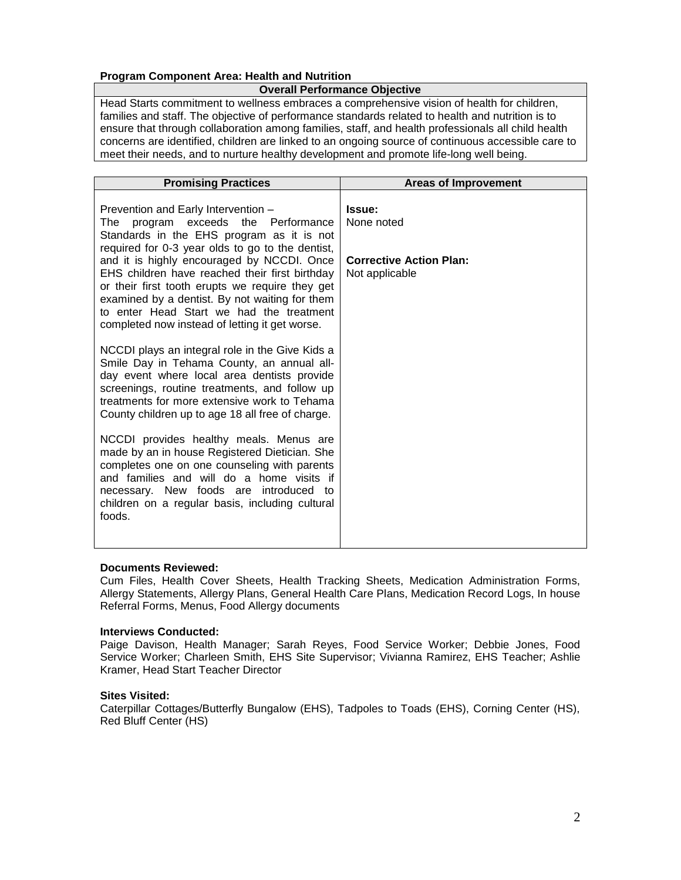**Program Component Area: Health and Nutrition**

| Overall Performance Objective |
|---|
| Head Starts commitment to wellness embraces a comprehensive vision of health for children, families and staff. The objective of performance standards related to health and nutrition is to ensure that through collaboration among families, staff, and health professionals all child health concerns are identified, children are linked to an ongoing source of continuous accessible care to meet their needs, and to nurture healthy development and promote life-long well being. |

| Promising Practices | Areas of Improvement |
|---|---|
| Prevention and Early Intervention – The program exceeds the Performance Standards in the EHS program as it is not required for 0-3 year olds to go to the dentist, and it is highly encouraged by NCCDI. Once EHS children have reached their first birthday or their first tooth erupts we require they get examined by a dentist. By not waiting for them to enter Head Start we had the treatment completed now instead of letting it get worse.<br><br>NCCDI plays an integral role in the Give Kids a Smile Day in Tehama County, an annual all-day event where local area dentists provide screenings, routine treatments, and follow up treatments for more extensive work to Tehama County children up to age 18 all free of charge.<br><br>NCCDI provides healthy meals. Menus are made by an in house Registered Dietician. She completes one on one counseling with parents and families and will do a home visits if necessary. New foods are introduced to children on a regular basis, including cultural foods. | **Issue:**<br>None noted<br><br>**Corrective Action Plan:**<br>Not applicable |

**Documents Reviewed:**
Cum Files, Health Cover Sheets, Health Tracking Sheets, Medication Administration Forms, Allergy Statements, Allergy Plans, General Health Care Plans, Medication Record Logs, In house Referral Forms, Menus, Food Allergy documents

**Interviews Conducted:**
Paige Davison, Health Manager; Sarah Reyes, Food Service Worker; Debbie Jones, Food Service Worker; Charleen Smith, EHS Site Supervisor; Vivianna Ramirez, EHS Teacher; Ashlie Kramer, Head Start Teacher Director

**Sites Visited:**
Caterpillar Cottages/Butterfly Bungalow (EHS), Tadpoles to Toads (EHS), Corning Center (HS), Red Bluff Center (HS)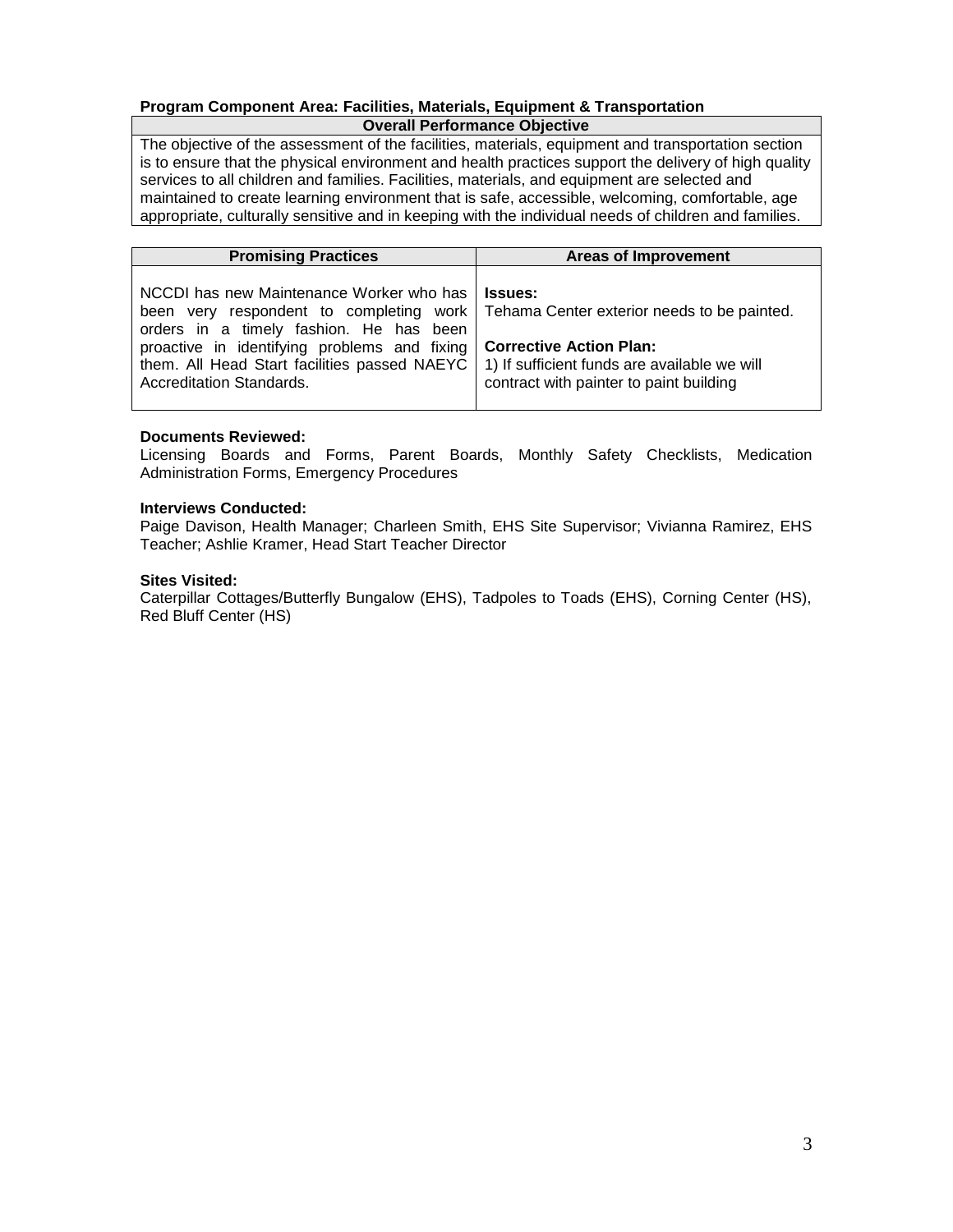**Program Component Area: Facilities, Materials, Equipment & Transportation**

| Overall Performance Objective |
| --- |
| The objective of the assessment of the facilities, materials, equipment and transportation section is to ensure that the physical environment and health practices support the delivery of high quality services to all children and families. Facilities, materials, and equipment are selected and maintained to create learning environment that is safe, accessible, welcoming, comfortable, age appropriate, culturally sensitive and in keeping with the individual needs of children and families. |

| Promising Practices | Areas of Improvement |
| --- | --- |
| NCCDI has new Maintenance Worker who has been very respondent to completing work orders in a timely fashion. He has been proactive in identifying problems and fixing them. All Head Start facilities passed NAEYC Accreditation Standards. | **Issues:**<br>Tehama Center exterior needs to be painted.<br><br>**Corrective Action Plan:**<br>1) If sufficient funds are available we will contract with painter to paint building |

**Documents Reviewed:**
Licensing Boards and Forms, Parent Boards, Monthly Safety Checklists, Medication Administration Forms, Emergency Procedures

**Interviews Conducted:**
Paige Davison, Health Manager; Charleen Smith, EHS Site Supervisor; Vivianna Ramirez, EHS Teacher; Ashlie Kramer, Head Start Teacher Director

**Sites Visited:**
Caterpillar Cottages/Butterfly Bungalow (EHS), Tadpoles to Toads (EHS), Corning Center (HS), Red Bluff Center (HS)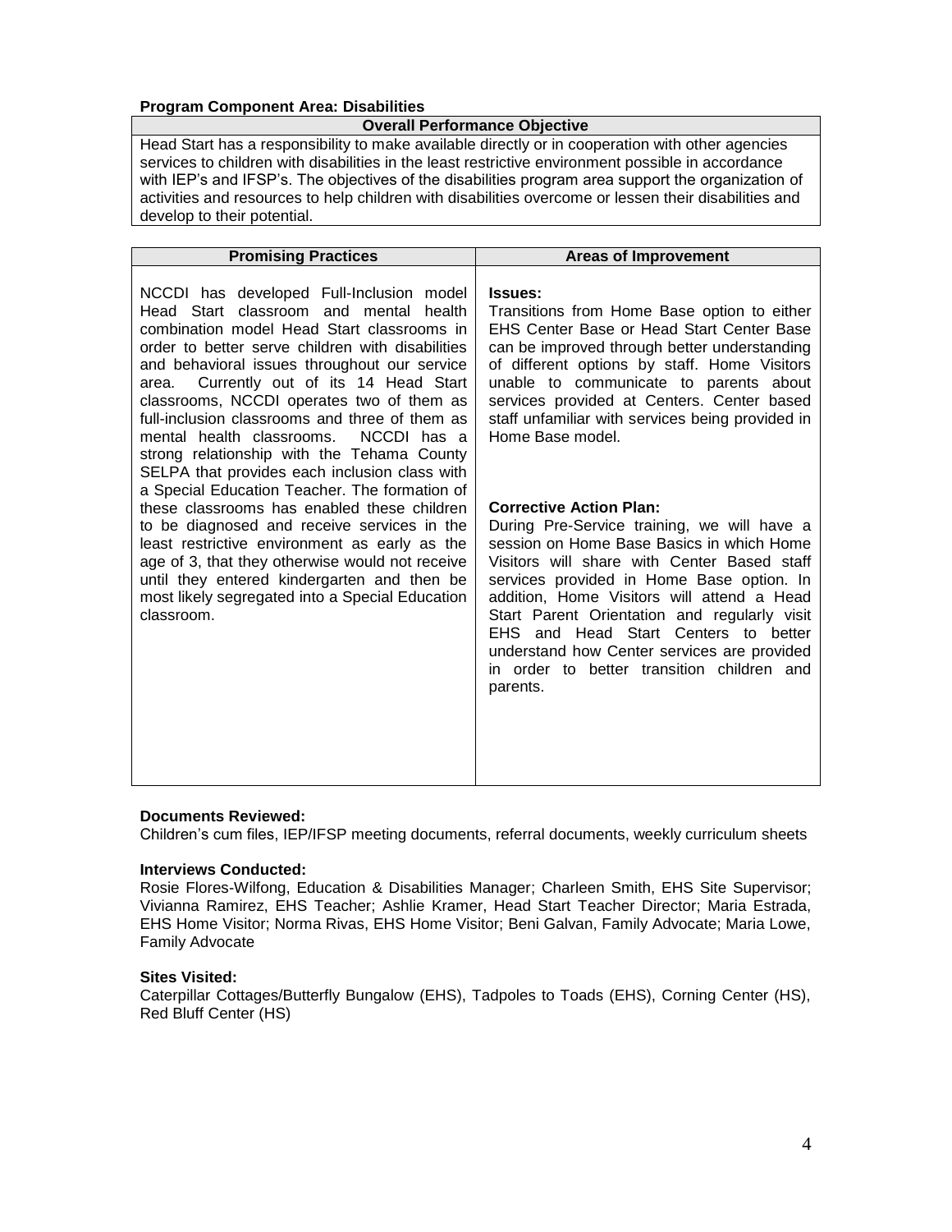**Program Component Area: Disabilities**

| Overall Performance Objective |
| --- |
| Head Start has a responsibility to make available directly or in cooperation with other agencies services to children with disabilities in the least restrictive environment possible in accordance with IEP's and IFSP's. The objectives of the disabilities program area support the organization of activities and resources to help children with disabilities overcome or lessen their disabilities and develop to their potential. |

| Promising Practices | Areas of Improvement |
| --- | --- |
| NCCDI has developed Full-Inclusion model Head Start classroom and mental health combination model Head Start classrooms in order to better serve children with disabilities and behavioral issues throughout our service area. Currently out of its 14 Head Start classrooms, NCCDI operates two of them as full-inclusion classrooms and three of them as mental health classrooms. NCCDI has a strong relationship with the Tehama County SELPA that provides each inclusion class with a Special Education Teacher. The formation of these classrooms has enabled these children to be diagnosed and receive services in the least restrictive environment as early as the age of 3, that they otherwise would not receive until they entered kindergarten and then be most likely segregated into a Special Education classroom. | **Issues:** Transitions from Home Base option to either EHS Center Base or Head Start Center Base can be improved through better understanding of different options by staff. Home Visitors unable to communicate to parents about services provided at Centers. Center based staff unfamiliar with services being provided in Home Base model. <br><br> **Corrective Action Plan:** During Pre-Service training, we will have a session on Home Base Basics in which Home Visitors will share with Center Based staff services provided in Home Base option. In addition, Home Visitors will attend a Head Start Parent Orientation and regularly visit EHS and Head Start Centers to better understand how Center services are provided in order to better transition children and parents. |

**Documents Reviewed:**
Children's cum files, IEP/IFSP meeting documents, referral documents, weekly curriculum sheets

**Interviews Conducted:**
Rosie Flores-Wilfong, Education & Disabilities Manager; Charleen Smith, EHS Site Supervisor; Vivianna Ramirez, EHS Teacher; Ashlie Kramer, Head Start Teacher Director; Maria Estrada, EHS Home Visitor; Norma Rivas, EHS Home Visitor; Beni Galvan, Family Advocate; Maria Lowe, Family Advocate

**Sites Visited:**
Caterpillar Cottages/Butterfly Bungalow (EHS), Tadpoles to Toads (EHS), Corning Center (HS), Red Bluff Center (HS)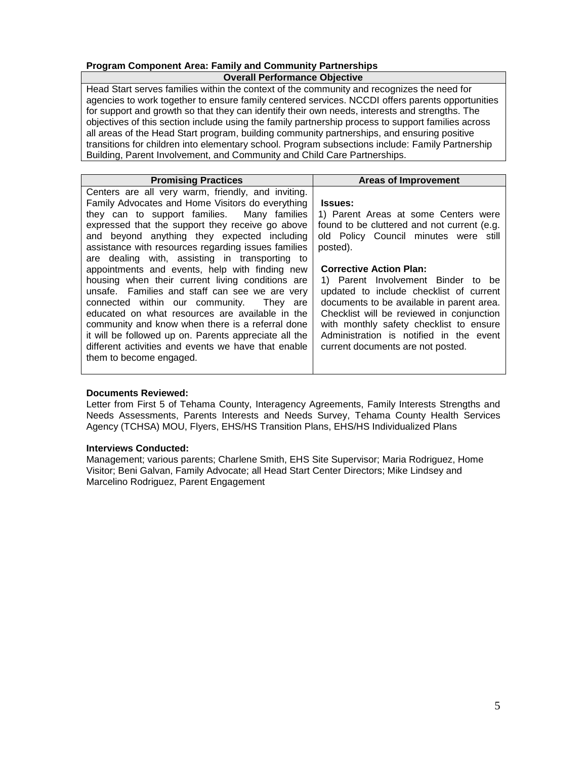**Program Component Area: Family and Community Partnerships**

| Overall Performance Objective |
| --- |
| Head Start serves families within the context of the community and recognizes the need for agencies to work together to ensure family centered services. NCCDI offers parents opportunities for support and growth so that they can identify their own needs, interests and strengths. The objectives of this section include using the family partnership process to support families across all areas of the Head Start program, building community partnerships, and ensuring positive transitions for children into elementary school. Program subsections include: Family Partnership Building, Parent Involvement, and Community and Child Care Partnerships. |

| Promising Practices | Areas of Improvement |
| --- | --- |
| Centers are all very warm, friendly, and inviting. Family Advocates and Home Visitors do everything they can to support families. Many families expressed that the support they receive go above and beyond anything they expected including assistance with resources regarding issues families are dealing with, assisting in transporting to appointments and events, help with finding new housing when their current living conditions are unsafe. Families and staff can see we are very connected within our community. They are educated on what resources are available in the community and know when there is a referral done it will be followed up on. Parents appreciate all the different activities and events we have that enable them to become engaged. | **Issues:**<br>1) Parent Areas at some Centers were found to be cluttered and not current (e.g. old Policy Council minutes were still posted).<br><br>**Corrective Action Plan:**<br>1) Parent Involvement Binder to be updated to include checklist of current documents to be available in parent area. Checklist will be reviewed in conjunction with monthly safety checklist to ensure Administration is notified in the event current documents are not posted. |

**Documents Reviewed:**

Letter from First 5 of Tehama County, Interagency Agreements, Family Interests Strengths and Needs Assessments, Parents Interests and Needs Survey, Tehama County Health Services Agency (TCHSA) MOU, Flyers, EHS/HS Transition Plans, EHS/HS Individualized Plans

**Interviews Conducted:**

Management; various parents; Charlene Smith, EHS Site Supervisor; Maria Rodriguez, Home Visitor; Beni Galvan, Family Advocate; all Head Start Center Directors; Mike Lindsey and Marcelino Rodriguez, Parent Engagement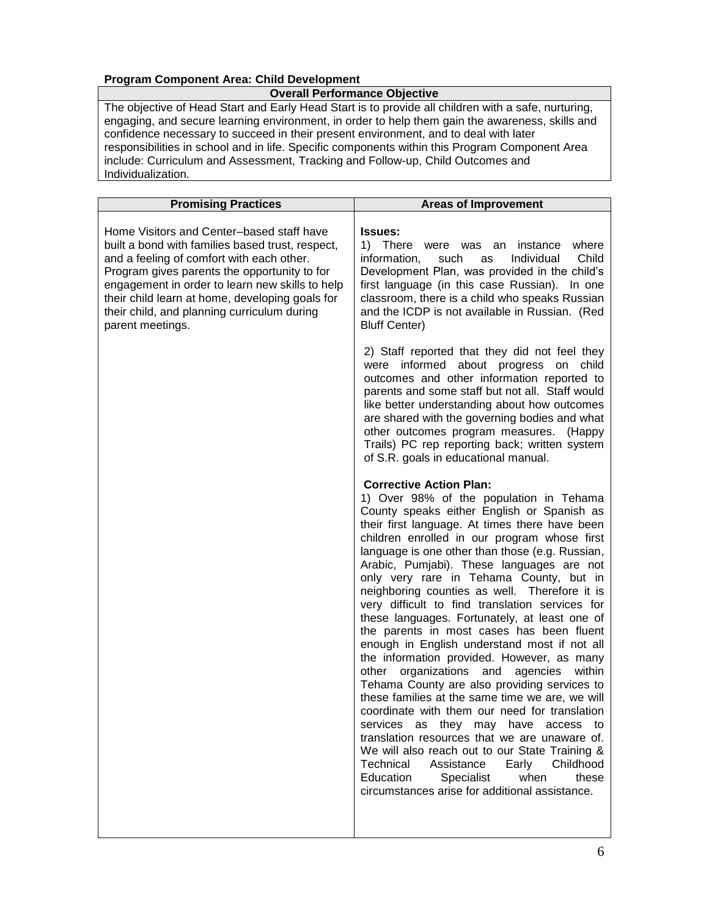**Program Component Area: Child Development**

| Overall Performance Objective |
| --- |
| The objective of Head Start and Early Head Start is to provide all children with a safe, nurturing, engaging, and secure learning environment, in order to help them gain the awareness, skills and confidence necessary to succeed in their present environment, and to deal with later responsibilities in school and in life. Specific components within this Program Component Area include: Curriculum and Assessment, Tracking and Follow-up, Child Outcomes and Individualization. |

| Promising Practices | Areas of Improvement |
| --- | --- |
| Home Visitors and Center–based staff have built a bond with families based trust, respect, and a feeling of comfort with each other. Program gives parents the opportunity to for engagement in order to learn new skills to help their child learn at home, developing goals for their child, and planning curriculum during parent meetings. | **Issues:**<br>1) There were was an instance where information, such as Individual Child Development Plan, was provided in the child's first language (in this case Russian). In one classroom, there is a child who speaks Russian and the ICDP is not available in Russian. (Red Bluff Center)<br><br>2) Staff reported that they did not feel they were informed about progress on child outcomes and other information reported to parents and some staff but not all. Staff would like better understanding about how outcomes are shared with the governing bodies and what other outcomes program measures. (Happy Trails) PC rep reporting back; written system of S.R. goals in educational manual.<br><br>**Corrective Action Plan:**<br>1) Over 98% of the population in Tehama County speaks either English or Spanish as their first language. At times there have been children enrolled in our program whose first language is one other than those (e.g. Russian, Arabic, Pumjabi). These languages are not only very rare in Tehama County, but in neighboring counties as well. Therefore it is very difficult to find translation services for these languages. Fortunately, at least one of the parents in most cases has been fluent enough in English understand most if not all the information provided. However, as many other organizations and agencies within Tehama County are also providing services to these families at the same time we are, we will coordinate with them our need for translation services as they may have access to translation resources that we are unaware of. We will also reach out to our State Training & Technical Assistance Early Childhood Education Specialist when these circumstances arise for additional assistance. |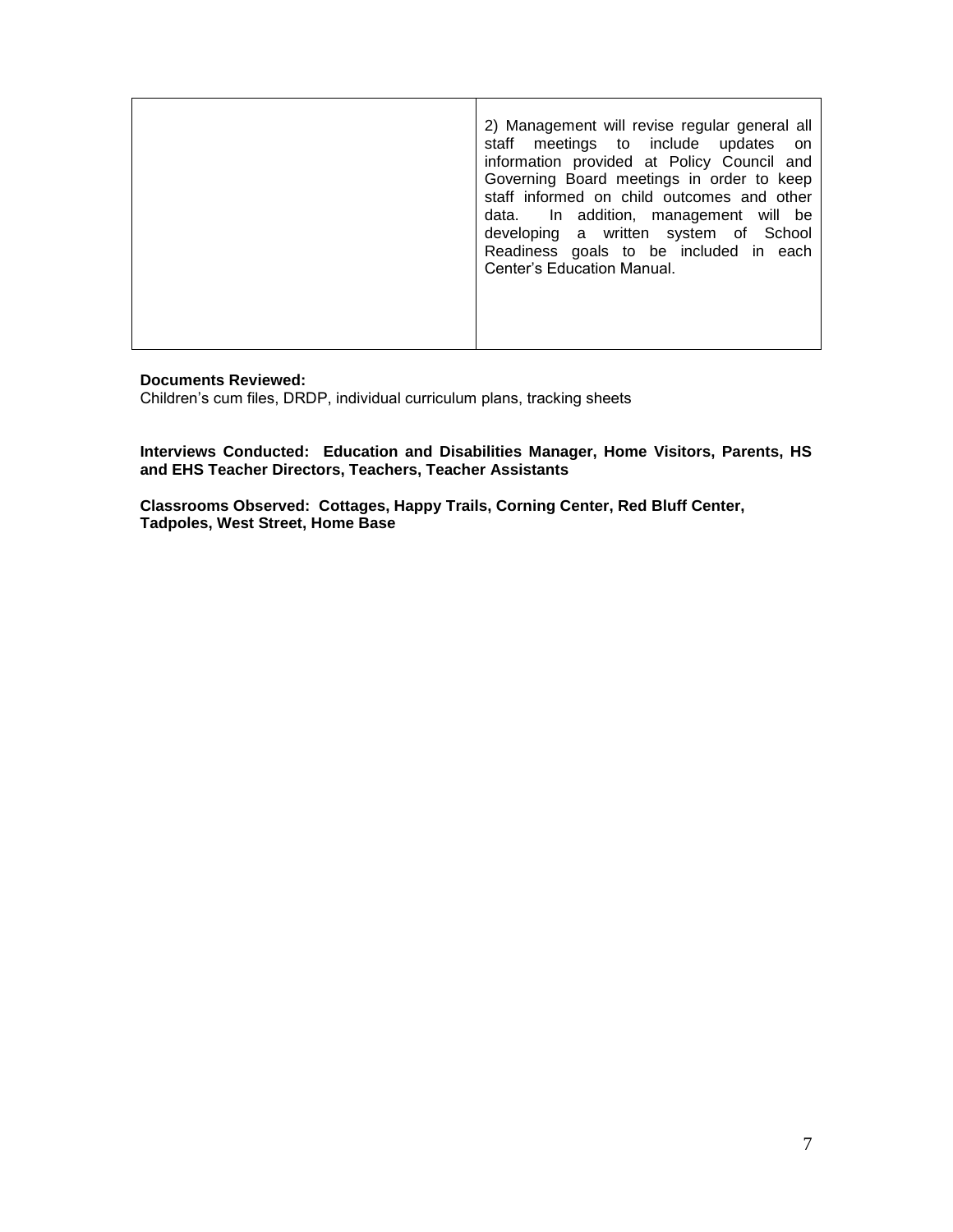| | |
|---|---|
| | 2) Management will revise regular general all staff meetings to include updates on information provided at Policy Council and Governing Board meetings in order to keep staff informed on child outcomes and other data. In addition, management will be developing a written system of School Readiness goals to be included in each Center's Education Manual. |

**Documents Reviewed:**
Children's cum files, DRDP, individual curriculum plans, tracking sheets

**Interviews Conducted: Education and Disabilities Manager, Home Visitors, Parents, HS and EHS Teacher Directors, Teachers, Teacher Assistants**

**Classrooms Observed: Cottages, Happy Trails, Corning Center, Red Bluff Center, Tadpoles, West Street, Home Base**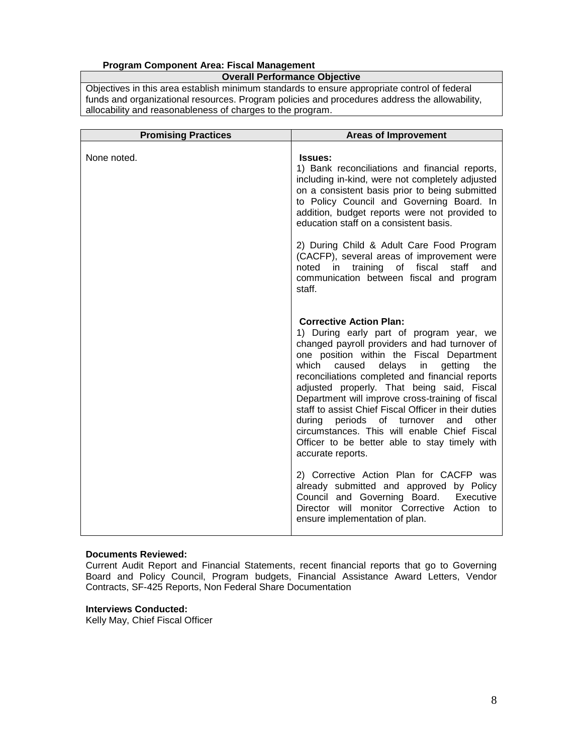**Program Component Area: Fiscal Management**

| Overall Performance Objective |
|---|
| Objectives in this area establish minimum standards to ensure appropriate control of federal funds and organizational resources. Program policies and procedures address the allowability, allocability and reasonableness of charges to the program. |

| Promising Practices | Areas of Improvement |
|---|---|
| None noted. | **Issues:**<br>1) Bank reconciliations and financial reports, including in-kind, were not completely adjusted on a consistent basis prior to being submitted to Policy Council and Governing Board. In addition, budget reports were not provided to education staff on a consistent basis.<br><br>2) During Child & Adult Care Food Program (CACFP), several areas of improvement were noted in training of fiscal staff and communication between fiscal and program staff.<br><br>**Corrective Action Plan:**<br>1) During early part of program year, we changed payroll providers and had turnover of one position within the Fiscal Department which caused delays in getting the reconciliations completed and financial reports adjusted properly. That being said, Fiscal Department will improve cross-training of fiscal staff to assist Chief Fiscal Officer in their duties during periods of turnover and other circumstances. This will enable Chief Fiscal Officer to be better able to stay timely with accurate reports.<br><br>2) Corrective Action Plan for CACFP was already submitted and approved by Policy Council and Governing Board. Executive Director will monitor Corrective Action to ensure implementation of plan. |

**Documents Reviewed:**
Current Audit Report and Financial Statements, recent financial reports that go to Governing Board and Policy Council, Program budgets, Financial Assistance Award Letters, Vendor Contracts, SF-425 Reports, Non Federal Share Documentation

**Interviews Conducted:**
Kelly May, Chief Fiscal Officer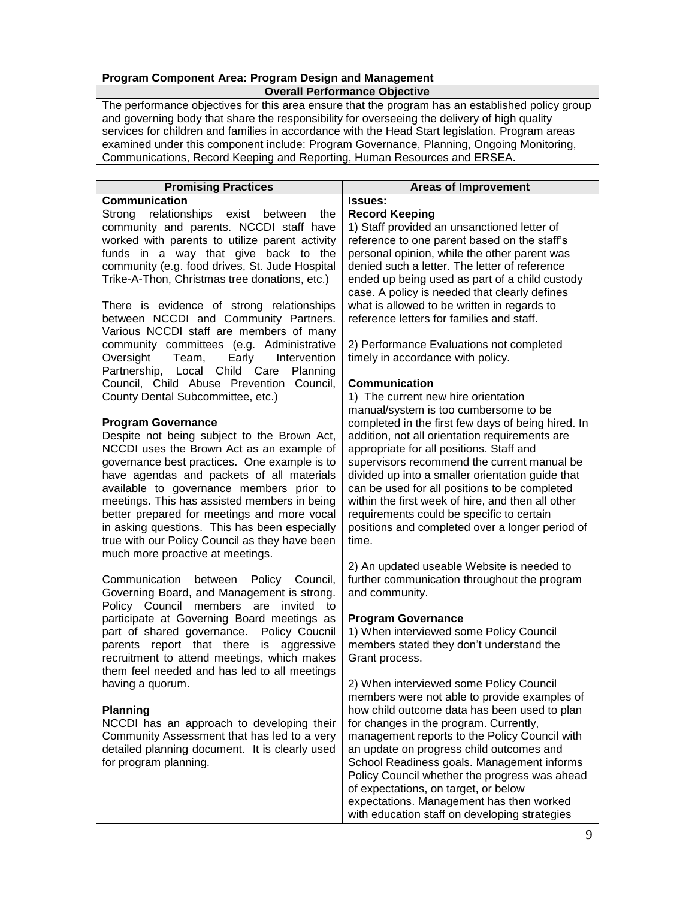**Program Component Area: Program Design and Management**

| Overall Performance Objective |
|---|
| The performance objectives for this area ensure that the program has an established policy group and governing body that share the responsibility for overseeing the delivery of high quality services for children and families in accordance with the Head Start legislation. Program areas examined under this component include: Program Governance, Planning, Ongoing Monitoring, Communications, Record Keeping and Reporting, Human Resources and ERSEA. |

| Promising Practices | Areas of Improvement |
|---|---|
| **Communication**<br>Strong relationships exist between the community and parents. NCCDI staff have worked with parents to utilize parent activity funds in a way that give back to the community (e.g. food drives, St. Jude Hospital Trike-A-Thon, Christmas tree donations, etc.)<br><br>There is evidence of strong relationships between NCCDI and Community Partners. Various NCCDI staff are members of many community committees (e.g. Administrative Oversight Team, Early Intervention Partnership, Local Child Care Planning Council, Child Abuse Prevention Council, County Dental Subcommittee, etc.)<br><br>**Program Governance**<br>Despite not being subject to the Brown Act, NCCDI uses the Brown Act as an example of governance best practices. One example is to have agendas and packets of all materials available to governance members prior to meetings. This has assisted members in being better prepared for meetings and more vocal in asking questions. This has been especially true with our Policy Council as they have been much more proactive at meetings.<br><br>Communication between Policy Council, Governing Board, and Management is strong. Policy Council members are invited to participate at Governing Board meetings as part of shared governance. Policy Coucnil parents report that there is aggressive recruitment to attend meetings, which makes them feel needed and has led to all meetings having a quorum.<br><br>**Planning**<br>NCCDI has an approach to developing their Community Assessment that has led to a very detailed planning document. It is clearly used for program planning. | **Issues:**<br>**Record Keeping**<br>1) Staff provided an unsanctioned letter of reference to one parent based on the staff's personal opinion, while the other parent was denied such a letter. The letter of reference ended up being used as part of a child custody case. A policy is needed that clearly defines what is allowed to be written in regards to reference letters for families and staff.<br><br>2) Performance Evaluations not completed timely in accordance with policy.<br><br>**Communication**<br>1) The current new hire orientation manual/system is too cumbersome to be completed in the first few days of being hired. In addition, not all orientation requirements are appropriate for all positions. Staff and supervisors recommend the current manual be divided up into a smaller orientation guide that can be used for all positions to be completed within the first week of hire, and then all other requirements could be specific to certain positions and completed over a longer period of time.<br><br>2) An updated useable Website is needed to further communication throughout the program and community.<br><br>**Program Governance**<br>1) When interviewed some Policy Council members stated they don't understand the Grant process.<br><br>2) When interviewed some Policy Council members were not able to provide examples of how child outcome data has been used to plan for changes in the program. Currently, management reports to the Policy Council with an update on progress child outcomes and School Readiness goals. Management informs Policy Council whether the progress was ahead of expectations, on target, or below expectations. Management has then worked with education staff on developing strategies |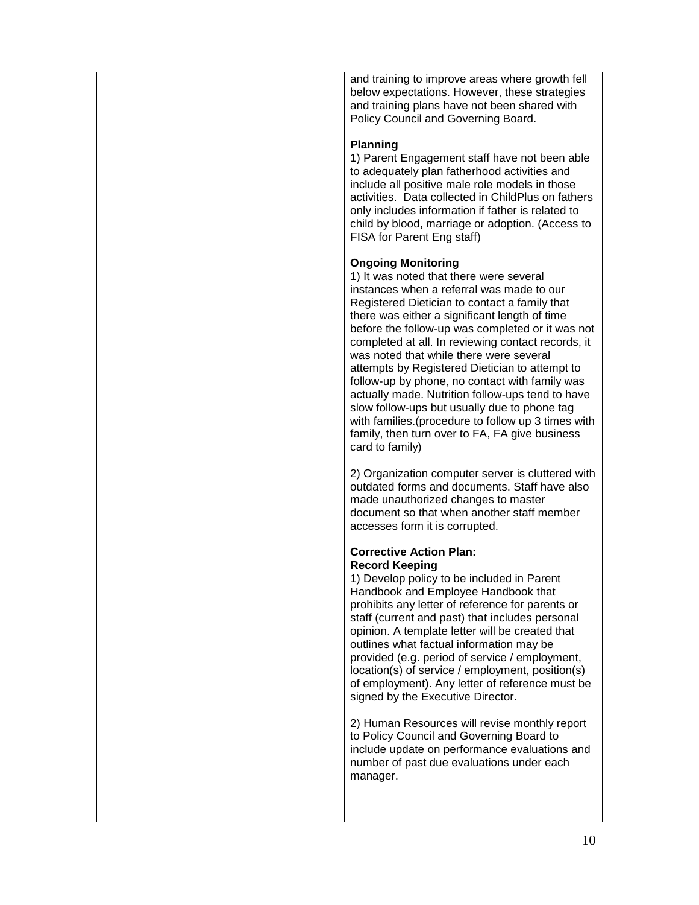| | |
|---|---|
| | and training to improve areas where growth fell below expectations. However, these strategies and training plans have not been shared with Policy Council and Governing Board.<br><br>**Planning**<br>1) Parent Engagement staff have not been able to adequately plan fatherhood activities and include all positive male role models in those activities. Data collected in ChildPlus on fathers only includes information if father is related to child by blood, marriage or adoption. (Access to FISA for Parent Eng staff)<br><br>**Ongoing Monitoring**<br>1) It was noted that there were several instances when a referral was made to our Registered Dietician to contact a family that there was either a significant length of time before the follow-up was completed or it was not completed at all. In reviewing contact records, it was noted that while there were several attempts by Registered Dietician to attempt to follow-up by phone, no contact with family was actually made. Nutrition follow-ups tend to have slow follow-ups but usually due to phone tag with families.(procedure to follow up 3 times with family, then turn over to FA, FA give business card to family)<br><br>2) Organization computer server is cluttered with outdated forms and documents. Staff have also made unauthorized changes to master document so that when another staff member accesses form it is corrupted.<br><br>**Corrective Action Plan:**<br>**Record Keeping**<br>1) Develop policy to be included in Parent Handbook and Employee Handbook that prohibits any letter of reference for parents or staff (current and past) that includes personal opinion. A template letter will be created that outlines what factual information may be provided (e.g. period of service / employment, location(s) of service / employment, position(s) of employment). Any letter of reference must be signed by the Executive Director.<br><br>2) Human Resources will revise monthly report to Policy Council and Governing Board to include update on performance evaluations and number of past due evaluations under each manager. |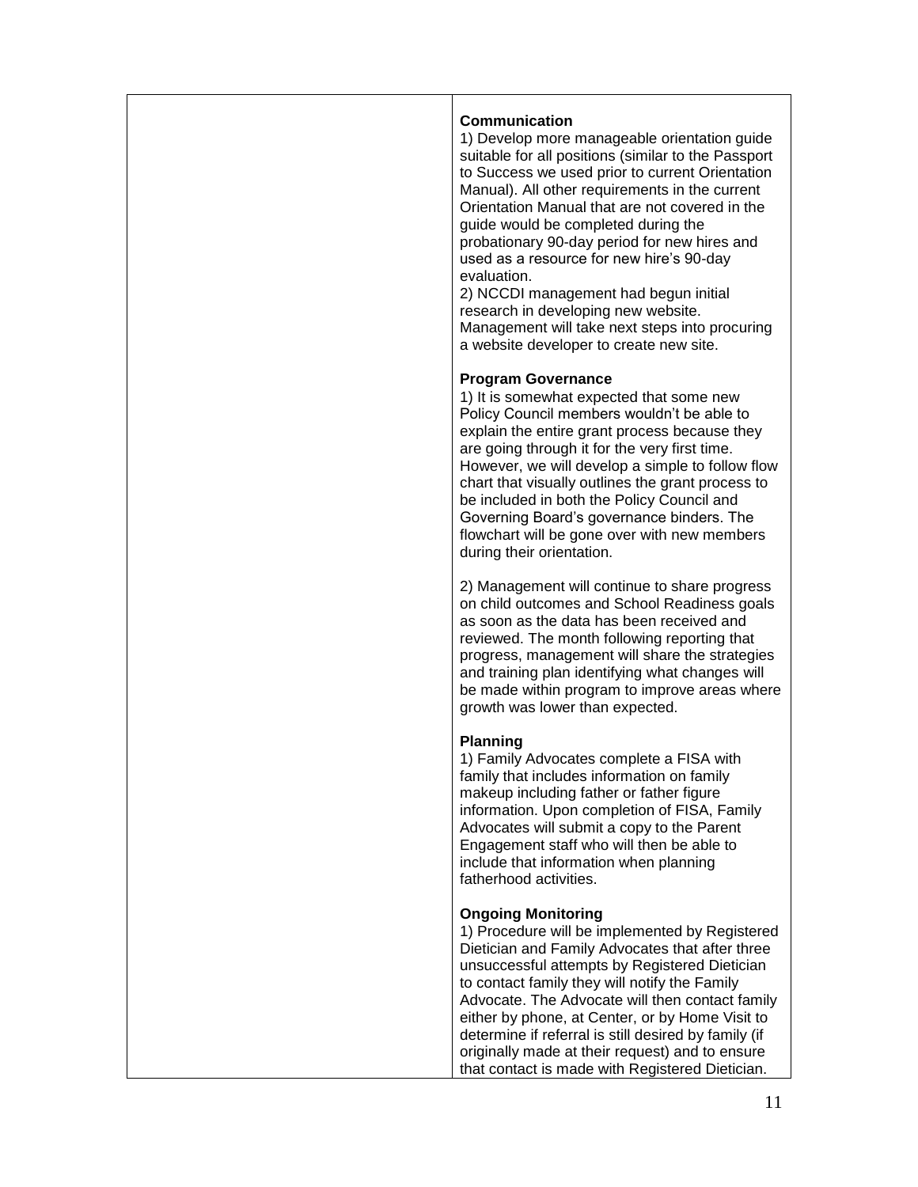| | |
|---|---|
| | **Communication**<br>1) Develop more manageable orientation guide suitable for all positions (similar to the Passport to Success we used prior to current Orientation Manual). All other requirements in the current Orientation Manual that are not covered in the guide would be completed during the probationary 90-day period for new hires and used as a resource for new hire's 90-day evaluation.<br>2) NCCDI management had begun initial research in developing new website. Management will take next steps into procuring a website developer to create new site.<br><br>**Program Governance**<br>1) It is somewhat expected that some new Policy Council members wouldn't be able to explain the entire grant process because they are going through it for the very first time. However, we will develop a simple to follow flow chart that visually outlines the grant process to be included in both the Policy Council and Governing Board's governance binders. The flowchart will be gone over with new members during their orientation.<br><br>2) Management will continue to share progress on child outcomes and School Readiness goals as soon as the data has been received and reviewed. The month following reporting that progress, management will share the strategies and training plan identifying what changes will be made within program to improve areas where growth was lower than expected.<br><br>**Planning**<br>1) Family Advocates complete a FISA with family that includes information on family makeup including father or father figure information. Upon completion of FISA, Family Advocates will submit a copy to the Parent Engagement staff who will then be able to include that information when planning fatherhood activities.<br><br>**Ongoing Monitoring**<br>1) Procedure will be implemented by Registered Dietician and Family Advocates that after three unsuccessful attempts by Registered Dietician to contact family they will notify the Family Advocate. The Advocate will then contact family either by phone, at Center, or by Home Visit to determine if referral is still desired by family (if originally made at their request) and to ensure that contact is made with Registered Dietician. |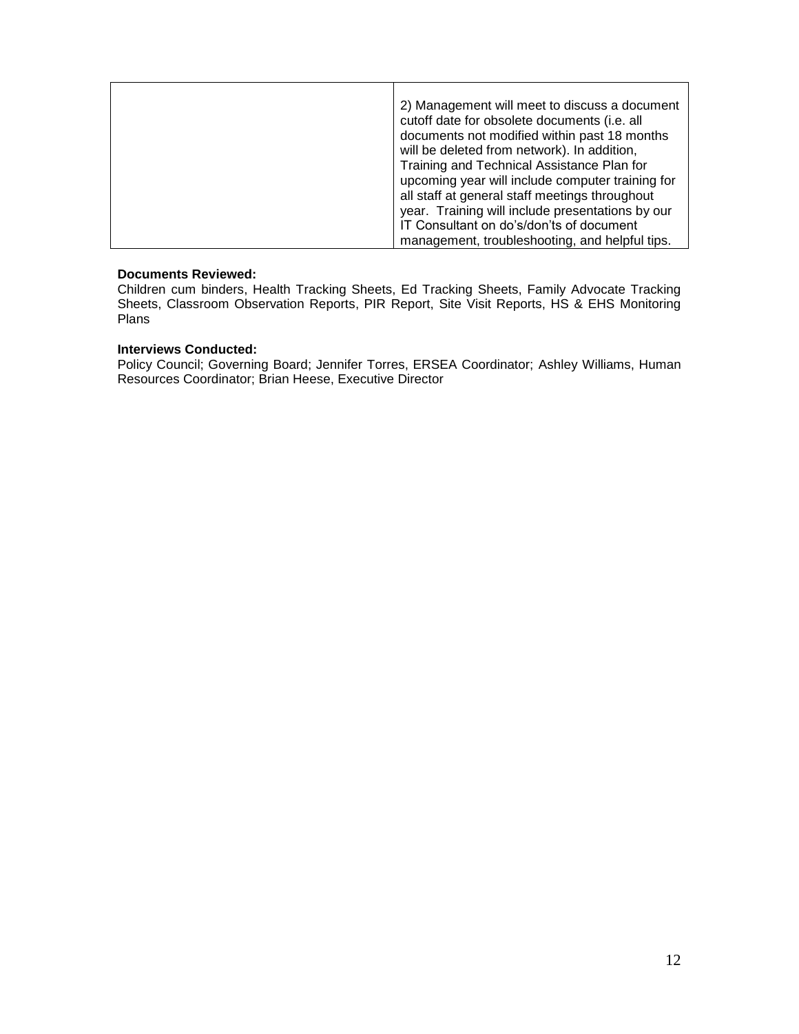| | |
|---|---|
| | 2) Management will meet to discuss a document cutoff date for obsolete documents (i.e. all documents not modified within past 18 months will be deleted from network). In addition, Training and Technical Assistance Plan for upcoming year will include computer training for all staff at general staff meetings throughout year. Training will include presentations by our IT Consultant on do's/don'ts of document management, troubleshooting, and helpful tips. |

**Documents Reviewed:**
Children cum binders, Health Tracking Sheets, Ed Tracking Sheets, Family Advocate Tracking Sheets, Classroom Observation Reports, PIR Report, Site Visit Reports, HS & EHS Monitoring Plans

**Interviews Conducted:**
Policy Council; Governing Board; Jennifer Torres, ERSEA Coordinator; Ashley Williams, Human Resources Coordinator; Brian Heese, Executive Director